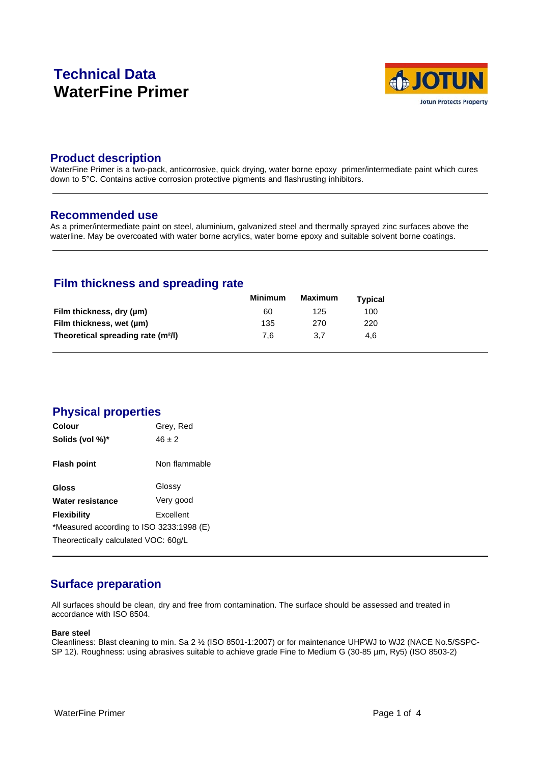# Technical Data
# WaterFine Primer

## Product description

WaterFine Primer is a two-pack, anticorrosive, quick drying, water borne epoxy primer/intermediate paint which cures down to 5°C. Contains active corrosion protective pigments and flashrusting inhibitors.

## Recommended use

As a primer/intermediate paint on steel, aluminium, galvanized steel and thermally sprayed zinc surfaces above the waterline. May be overcoated with water borne acrylics, water borne epoxy and suitable solvent borne coatings.

## Film thickness and spreading rate

| | Minimum | Maximum | Typical |
|---|---|---|---|
| **Film thickness, dry (µm)** | 60 | 125 | 100 |
| **Film thickness, wet (µm)** | 135 | 270 | 220 |
| **Theoretical spreading rate (m²/l)** | 7,6 | 3,7 | 4,6 |

## Physical properties

| | |
|---|---|
| **Colour** | Grey, Red |
| **Solids (vol %)*** | 46 ± 2 |
| **Flash point** | Non flammable |
| **Gloss** | Glossy |
| **Water resistance** | Very good |
| **Flexibility** | Excellent |

*Measured according to ISO 3233:1998 (E)

Theorectically calculated VOC: 60g/L

## Surface preparation

All surfaces should be clean, dry and free from contamination. The surface should be assessed and treated in accordance with ISO 8504.

**Bare steel**

Cleanliness: Blast cleaning to min. Sa 2 ½ (ISO 8501-1:2007) or for maintenance UHPWJ to WJ2 (NACE No.5/SSPC-SP 12). Roughness: using abrasives suitable to achieve grade Fine to Medium G (30-85 µm, Ry5) (ISO 8503-2)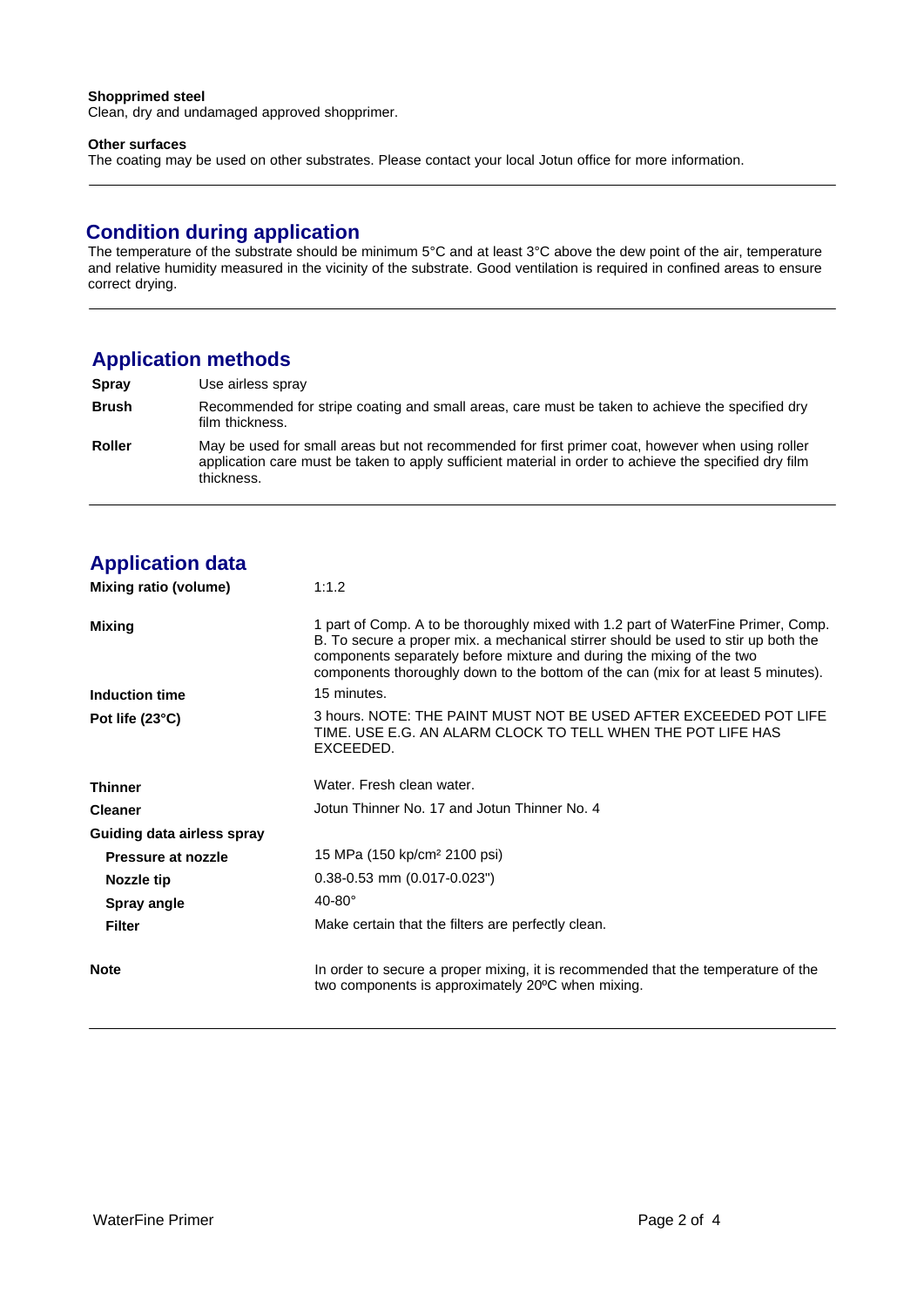**Shopprimed steel**
Clean, dry and undamaged approved shopprimer.

**Other surfaces**
The coating may be used on other substrates. Please contact your local Jotun office for more information.

---

## Condition during application

The temperature of the substrate should be minimum 5°C and at least 3°C above the dew point of the air, temperature and relative humidity measured in the vicinity of the substrate. Good ventilation is required in confined areas to ensure correct drying.

---

## Application methods

| | |
|---|---|
| **Spray** | Use airless spray |
| **Brush** | Recommended for stripe coating and small areas, care must be taken to achieve the specified dry film thickness. |
| **Roller** | May be used for small areas but not recommended for first primer coat, however when using roller application care must be taken to apply sufficient material in order to achieve the specified dry film thickness. |

---

## Application data

| | |
|---|---|
| **Mixing ratio (volume)** | 1:1.2 |
| **Mixing** | 1 part of Comp. A to be thoroughly mixed with 1.2 part of WaterFine Primer, Comp. B. To secure a proper mix. a mechanical stirrer should be used to stir up both the components separately before mixture and during the mixing of the two components thoroughly down to the bottom of the can (mix for at least 5 minutes). |
| **Induction time** | 15 minutes. |
| **Pot life (23°C)** | 3 hours. NOTE: THE PAINT MUST NOT BE USED AFTER EXCEEDED POT LIFE TIME. USE E.G. AN ALARM CLOCK TO TELL WHEN THE POT LIFE HAS EXCEEDED. |
| **Thinner** | Water. Fresh clean water. |
| **Cleaner** | Jotun Thinner No. 17 and Jotun Thinner No. 4 |
| **Guiding data airless spray** | |
| **Pressure at nozzle** | 15 MPa (150 kp/cm² 2100 psi) |
| **Nozzle tip** | 0.38-0.53 mm (0.017-0.023") |
| **Spray angle** | 40-80° |
| **Filter** | Make certain that the filters are perfectly clean. |
| **Note** | In order to secure a proper mixing, it is recommended that the temperature of the two components is approximately 20ºC when mixing. |

---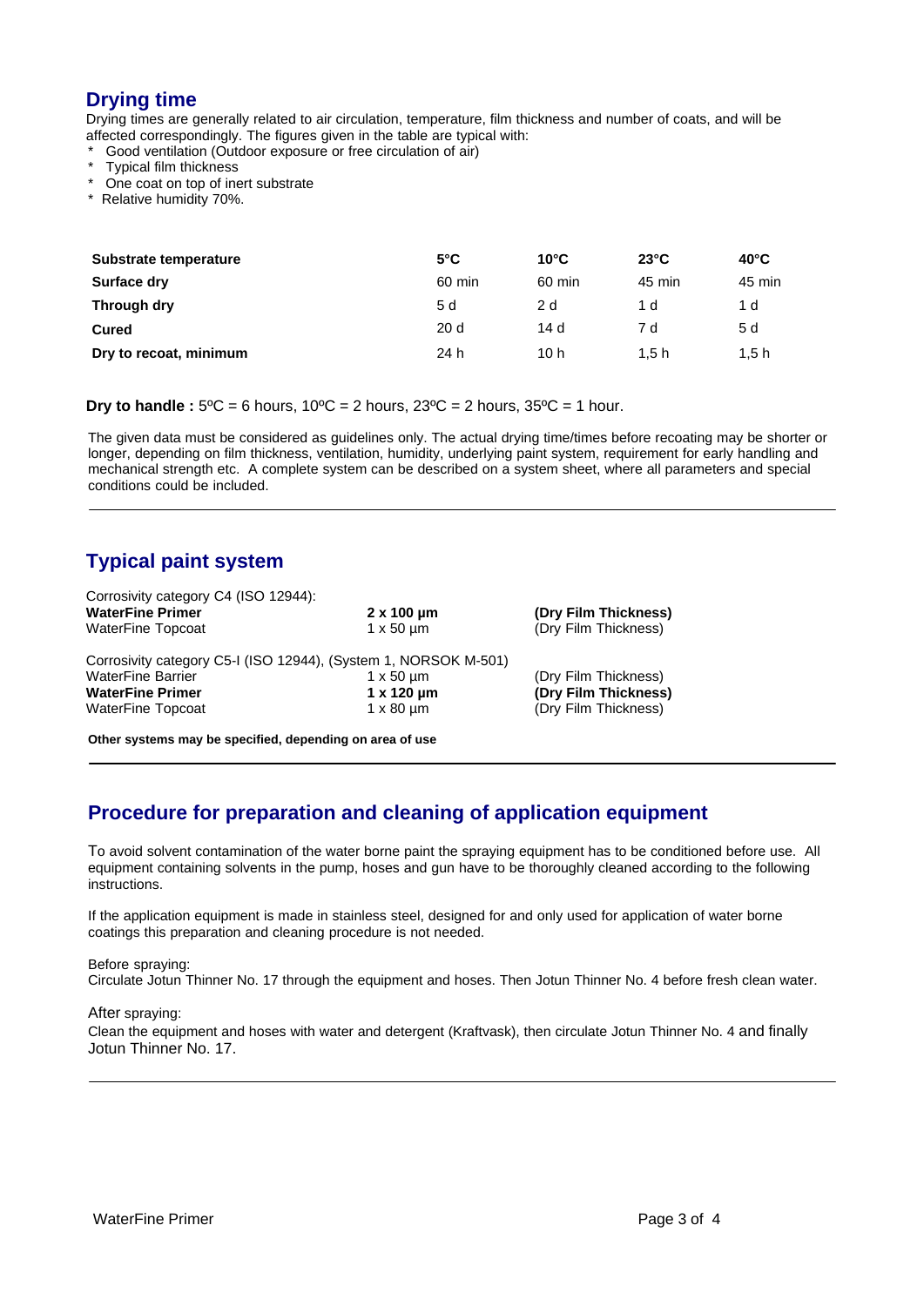## Drying time

Drying times are generally related to air circulation, temperature, film thickness and number of coats, and will be affected correspondingly. The figures given in the table are typical with:

* Good ventilation (Outdoor exposure or free circulation of air)
* Typical film thickness
* One coat on top of inert substrate
* Relative humidity 70%.

| **Substrate temperature** | **5°C** | **10°C** | **23°C** | **40°C** |
|---|---|---|---|---|
| **Surface dry** | 60 min | 60 min | 45 min | 45 min |
| **Through dry** | 5 d | 2 d | 1 d | 1 d |
| **Cured** | 20 d | 14 d | 7 d | 5 d |
| **Dry to recoat, minimum** | 24 h | 10 h | 1,5 h | 1,5 h |

**Dry to handle :** 5ºC = 6 hours, 10ºC = 2 hours, 23ºC = 2 hours, 35ºC = 1 hour.

The given data must be considered as guidelines only. The actual drying time/times before recoating may be shorter or longer, depending on film thickness, ventilation, humidity, underlying paint system, requirement for early handling and mechanical strength etc. A complete system can be described on a system sheet, where all parameters and special conditions could be included.

---

## Typical paint system

Corrosivity category C4 (ISO 12944):

| | | |
|---|---|---|
| **WaterFine Primer** | **2 x 100 µm** | **(Dry Film Thickness)** |
| WaterFine Topcoat | 1 x 50 µm | (Dry Film Thickness) |

Corrosivity category C5-I (ISO 12944), (System 1, NORSOK M-501)

| | | |
|---|---|---|
| WaterFine Barrier | 1 x 50 µm | (Dry Film Thickness) |
| **WaterFine Primer** | **1 x 120 µm** | **(Dry Film Thickness)** |
| WaterFine Topcoat | 1 x 80 µm | (Dry Film Thickness) |

**Other systems may be specified, depending on area of use**

---

## Procedure for preparation and cleaning of application equipment

To avoid solvent contamination of the water borne paint the spraying equipment has to be conditioned before use. All equipment containing solvents in the pump, hoses and gun have to be thoroughly cleaned according to the following instructions.

If the application equipment is made in stainless steel, designed for and only used for application of water borne coatings this preparation and cleaning procedure is not needed.

Before spraying:
Circulate Jotun Thinner No. 17 through the equipment and hoses. Then Jotun Thinner No. 4 before fresh clean water.

After spraying:
Clean the equipment and hoses with water and detergent (Kraftvask), then circulate Jotun Thinner No. 4 and finally Jotun Thinner No. 17.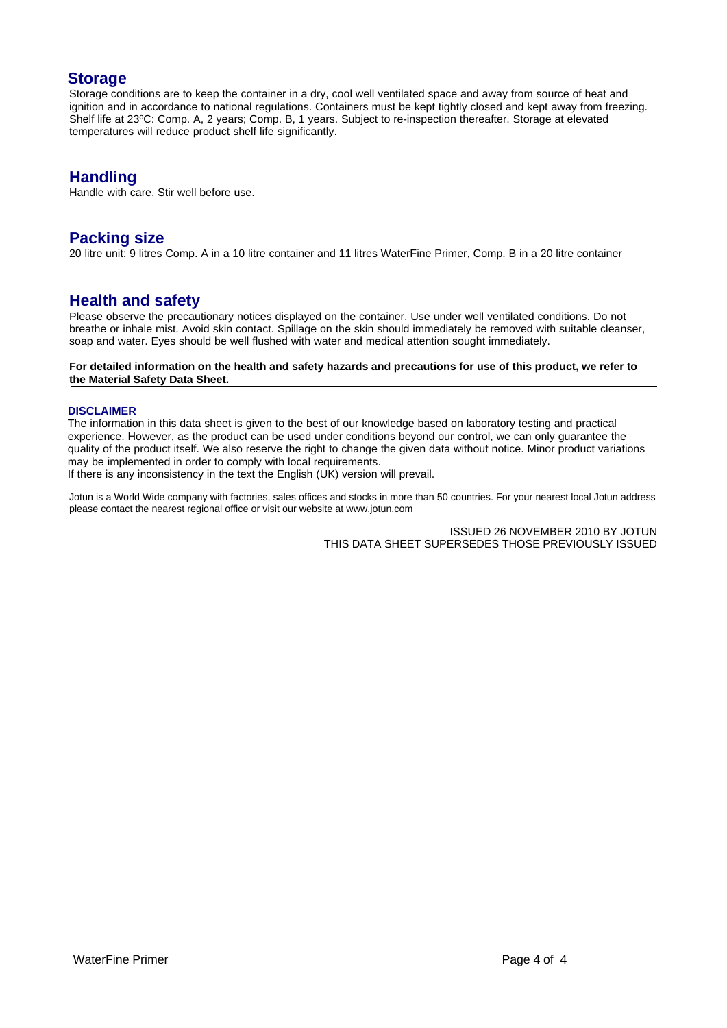## Storage

Storage conditions are to keep the container in a dry, cool well ventilated space and away from source of heat and ignition and in accordance to national regulations. Containers must be kept tightly closed and kept away from freezing. Shelf life at 23ºC: Comp. A, 2 years; Comp. B, 1 years. Subject to re-inspection thereafter. Storage at elevated temperatures will reduce product shelf life significantly.

## Handling

Handle with care. Stir well before use.

## Packing size

20 litre unit: 9 litres Comp. A in a 10 litre container and 11 litres WaterFine Primer, Comp. B in a 20 litre container

## Health and safety

Please observe the precautionary notices displayed on the container. Use under well ventilated conditions. Do not breathe or inhale mist. Avoid skin contact. Spillage on the skin should immediately be removed with suitable cleanser, soap and water. Eyes should be well flushed with water and medical attention sought immediately.

**For detailed information on the health and safety hazards and precautions for use of this product, we refer to the Material Safety Data Sheet.**

**DISCLAIMER**

The information in this data sheet is given to the best of our knowledge based on laboratory testing and practical experience. However, as the product can be used under conditions beyond our control, we can only guarantee the quality of the product itself. We also reserve the right to change the given data without notice. Minor product variations may be implemented in order to comply with local requirements.
If there is any inconsistency in the text the English (UK) version will prevail.

Jotun is a World Wide company with factories, sales offices and stocks in more than 50 countries. For your nearest local Jotun address please contact the nearest regional office or visit our website at www.jotun.com

ISSUED 26 NOVEMBER 2010 BY JOTUN
THIS DATA SHEET SUPERSEDES THOSE PREVIOUSLY ISSUED